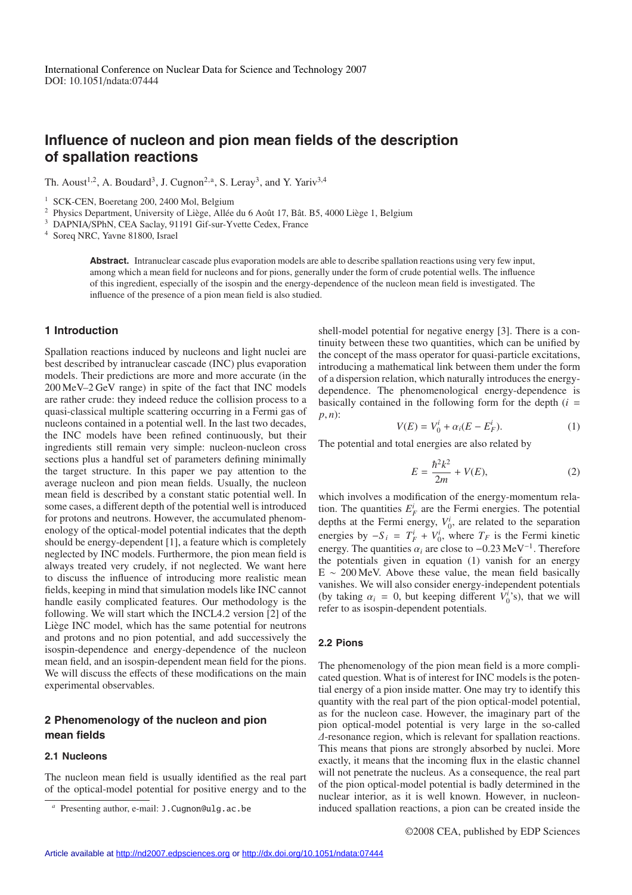International Conference on Nuclear Data for Science and Technology 2007
DOI: 10.1051/ndata:07444

# Influence of nucleon and pion mean fields of the description of spallation reactions

Th. Aoust[1,2], A. Boudard[3], J. Cugnon[2,a], S. Leray[3], and Y. Yariv[3,4]

[1] SCK-CEN, Boeretang 200, 2400 Mol, Belgium
[2] Physics Department, University of Liège, Allée du 6 Août 17, Bât. B5, 4000 Liège 1, Belgium
[3] DAPNIA/SPhN, CEA Saclay, 91191 Gif-sur-Yvette Cedex, France
[4] Soreq NRC, Yavne 81800, Israel

**Abstract.** Intranuclear cascade plus evaporation models are able to describe spallation reactions using very few input, among which a mean field for nucleons and for pions, generally under the form of crude potential wells. The influence of this ingredient, especially of the isospin and the energy-dependence of the nucleon mean field is investigated. The influence of the presence of a pion mean field is also studied.

## 1 Introduction

Spallation reactions induced by nucleons and light nuclei are best described by intranuclear cascade (INC) plus evaporation models. Their predictions are more and more accurate (in the 200 MeV–2 GeV range) in spite of the fact that INC models are rather crude: they indeed reduce the collision process to a quasi-classical multiple scattering occurring in a Fermi gas of nucleons contained in a potential well. In the last two decades, the INC models have been refined continuously, but their ingredients still remain very simple: nucleon-nucleon cross sections plus a handful set of parameters defining minimally the target structure. In this paper we pay attention to the average nucleon and pion mean fields. Usually, the nucleon mean field is described by a constant static potential well. In some cases, a different depth of the potential well is introduced for protons and neutrons. However, the accumulated phenomenology of the optical-model potential indicates that the depth should be energy-dependent [1], a feature which is completely neglected by INC models. Furthermore, the pion mean field is always treated very crudely, if not neglected. We want here to discuss the influence of introducing more realistic mean fields, keeping in mind that simulation models like INC cannot handle easily complicated features. Our methodology is the following. We will start which the INCL4.2 version [2] of the Liège INC model, which has the same potential for neutrons and protons and no pion potential, and add successively the isospin-dependence and energy-dependence of the nucleon mean field, and an isospin-dependent mean field for the pions. We will discuss the effects of these modifications on the main experimental observables.

## 2 Phenomenology of the nucleon and pion mean fields

### 2.1 Nucleons

The nucleon mean field is usually identified as the real part of the optical-model potential for positive energy and to the shell-model potential for negative energy [3]. There is a continuity between these two quantities, which can be unified by the concept of the mass operator for quasi-particle excitations, introducing a mathematical link between them under the form of a dispersion relation, which naturally introduces the energy-dependence. The phenomenological energy-dependence is basically contained in the following form for the depth ($i = p, n$):

$$V(E) = V_0^i + \alpha_i(E - E_F^i). \tag{1}$$

The potential and total energies are also related by

$$E = \frac{\hbar^2 k^2}{2m} + V(E), \tag{2}$$

which involves a modification of the energy-momentum relation. The quantities $E_F^i$ are the Fermi energies. The potential depths at the Fermi energy, $V_0^i$, are related to the separation energies by $-S_i = T_F^i + V_0^i$, where $T_F$ is the Fermi kinetic energy. The quantities $\alpha_i$ are close to $-0.23\,\text{MeV}^{-1}$. Therefore the potentials given in equation (1) vanish for an energy $E \sim 200\,\text{MeV}$. Above these value, the mean field basically vanishes. We will also consider energy-independent potentials (by taking $\alpha_i = 0$, but keeping different $V_0^i$'s), that we will refer to as isospin-dependent potentials.

### 2.2 Pions

The phenomenology of the pion mean field is a more complicated question. What is of interest for INC models is the potential energy of a pion inside matter. One may try to identify this quantity with the real part of the pion optical-model potential, as for the nucleon case. However, the imaginary part of the pion optical-model potential is very large in the so-called $\Delta$-resonance region, which is relevant for spallation reactions. This means that pions are strongly absorbed by nuclei. More exactly, it means that the incoming flux in the elastic channel will not penetrate the nucleus. As a consequence, the real part of the pion optical-model potential is badly determined in the nuclear interior, as it is well known. However, in nucleon-induced spallation reactions, a pion can be created inside the

[a] Presenting author, e-mail: J.Cugnon@ulg.ac.be

©2008 CEA, published by EDP Sciences

Article available at http://nd2007.edpsciences.org or http://dx.doi.org/10.1051/ndata:07444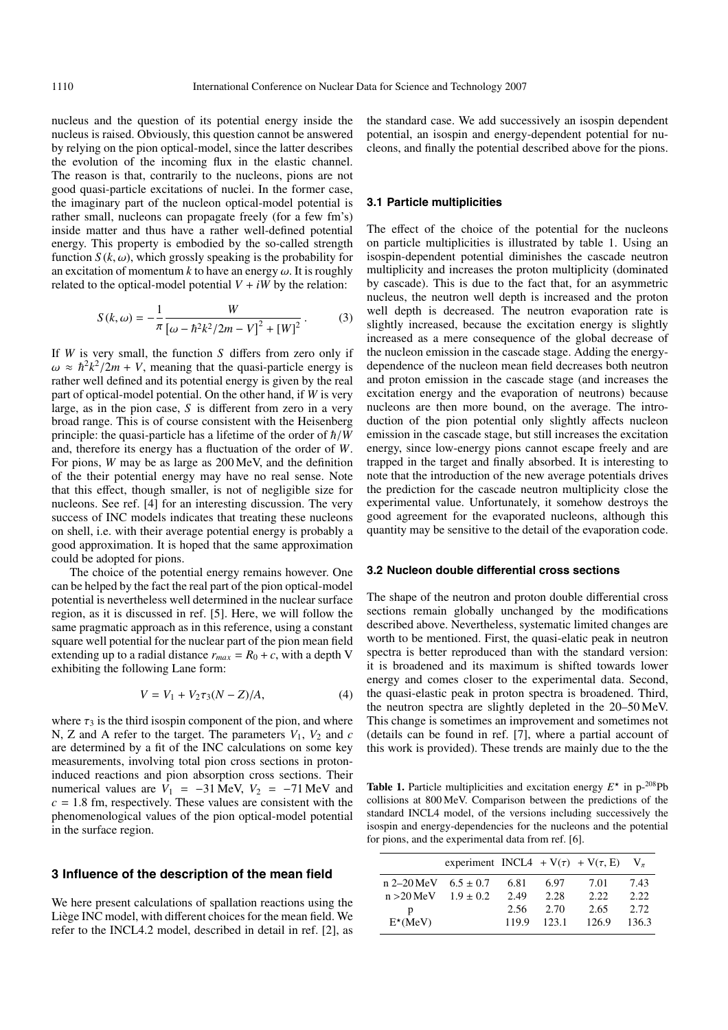nucleus and the question of its potential energy inside the nucleus is raised. Obviously, this question cannot be answered by relying on the pion optical-model, since the latter describes the evolution of the incoming flux in the elastic channel. The reason is that, contrarily to the nucleons, pions are not good quasi-particle excitations of nuclei. In the former case, the imaginary part of the nucleon optical-model potential is rather small, nucleons can propagate freely (for a few fm's) inside matter and thus have a rather well-defined potential energy. This property is embodied by the so-called strength function $S(k, \omega)$, which grossly speaking is the probability for an excitation of momentum $k$ to have an energy $\omega$. It is roughly related to the optical-model potential $V + iW$ by the relation:

$$S(k, \omega) = -\frac{1}{\pi} \frac{W}{\left[\omega - \hbar^2 k^2/2m - V\right]^2 + [W]^2}. \tag{3}$$

If $W$ is very small, the function $S$ differs from zero only if $\omega \approx \hbar^2 k^2/2m + V$, meaning that the quasi-particle energy is rather well defined and its potential energy is given by the real part of optical-model potential. On the other hand, if $W$ is very large, as in the pion case, $S$ is different from zero in a very broad range. This is of course consistent with the Heisenberg principle: the quasi-particle has a lifetime of the order of $\hbar/W$ and, therefore its energy has a fluctuation of the order of $W$. For pions, $W$ may be as large as 200 MeV, and the definition of the their potential energy may have no real sense. Note that this effect, though smaller, is not of negligible size for nucleons. See ref. [4] for an interesting discussion. The very success of INC models indicates that treating these nucleons on shell, i.e. with their average potential energy is probably a good approximation. It is hoped that the same approximation could be adopted for pions.

The choice of the potential energy remains however. One can be helped by the fact the real part of the pion optical-model potential is nevertheless well determined in the nuclear surface region, as it is discussed in ref. [5]. Here, we will follow the same pragmatic approach as in this reference, using a constant square well potential for the nuclear part of the pion mean field extending up to a radial distance $r_{max} = R_0 + c$, with a depth V exhibiting the following Lane form:

$$V = V_1 + V_2 \tau_3 (N - Z)/A, \tag{4}$$

where $\tau_3$ is the third isospin component of the pion, and where N, Z and A refer to the target. The parameters $V_1$, $V_2$ and $c$ are determined by a fit of the INC calculations on some key measurements, involving total pion cross sections in proton-induced reactions and pion absorption cross sections. Their numerical values are $V_1 = -31$ MeV, $V_2 = -71$ MeV and $c = 1.8$ fm, respectively. These values are consistent with the phenomenological values of the pion optical-model potential in the surface region.

## 3 Influence of the description of the mean field

We here present calculations of spallation reactions using the Liège INC model, with different choices for the mean field. We refer to the INCL4.2 model, described in detail in ref. [2], as the standard case. We add successively an isospin dependent potential, an isospin and energy-dependent potential for nucleons, and finally the potential described above for the pions.

### 3.1 Particle multiplicities

The effect of the choice of the potential for the nucleons on particle multiplicities is illustrated by table 1. Using an isospin-dependent potential diminishes the cascade neutron multiplicity and increases the proton multiplicity (dominated by cascade). This is due to the fact that, for an asymmetric nucleus, the neutron well depth is increased and the proton well depth is decreased. The neutron evaporation rate is slightly increased, because the excitation energy is slightly increased as a mere consequence of the global decrease of the nucleon emission in the cascade stage. Adding the energy-dependence of the nucleon mean field decreases both neutron and proton emission in the cascade stage (and increases the excitation energy and the evaporation of neutrons) because nucleons are then more bound, on the average. The introduction of the pion potential only slightly affects nucleon emission in the cascade stage, but still increases the excitation energy, since low-energy pions cannot escape freely and are trapped in the target and finally absorbed. It is interesting to note that the introduction of the new average potentials drives the prediction for the cascade neutron multiplicity close the experimental value. Unfortunately, it somehow destroys the good agreement for the evaporated nucleons, although this quantity may be sensitive to the detail of the evaporation code.

### 3.2 Nucleon double differential cross sections

The shape of the neutron and proton double differential cross sections remain globally unchanged by the modifications described above. Nevertheless, systematic limited changes are worth to be mentioned. First, the quasi-elatic peak in neutron spectra is better reproduced than with the standard version: it is broadened and its maximum is shifted towards lower energy and comes closer to the experimental data. Second, the quasi-elastic peak in proton spectra is broadened. Third, the neutron spectra are slightly depleted in the 20–50 MeV. This change is sometimes an improvement and sometimes not (details can be found in ref. [7], where a partial account of this work is provided). These trends are mainly due to the the

**Table 1.** Particle multiplicities and excitation energy $E^{\star}$ in p-$^{208}$Pb collisions at 800 MeV. Comparison between the predictions of the standard INCL4 model, of the versions including successively the isospin and energy-dependencies for the nucleons and the potential for pions, and the experimental data from ref. [6].

| | experiment | INCL4 | + V($\tau$) | + V($\tau$, E) | $V_{\pi}$ |
|---|---|---|---|---|---|
| n 2–20 MeV | 6.5 ± 0.7 | 6.81 | 6.97 | 7.01 | 7.43 |
| n >20 MeV | 1.9 ± 0.2 | 2.49 | 2.28 | 2.22 | 2.22 |
| p | | 2.56 | 2.70 | 2.65 | 2.72 |
| $E^{\star}$(MeV) | | 119.9 | 123.1 | 126.9 | 136.3 |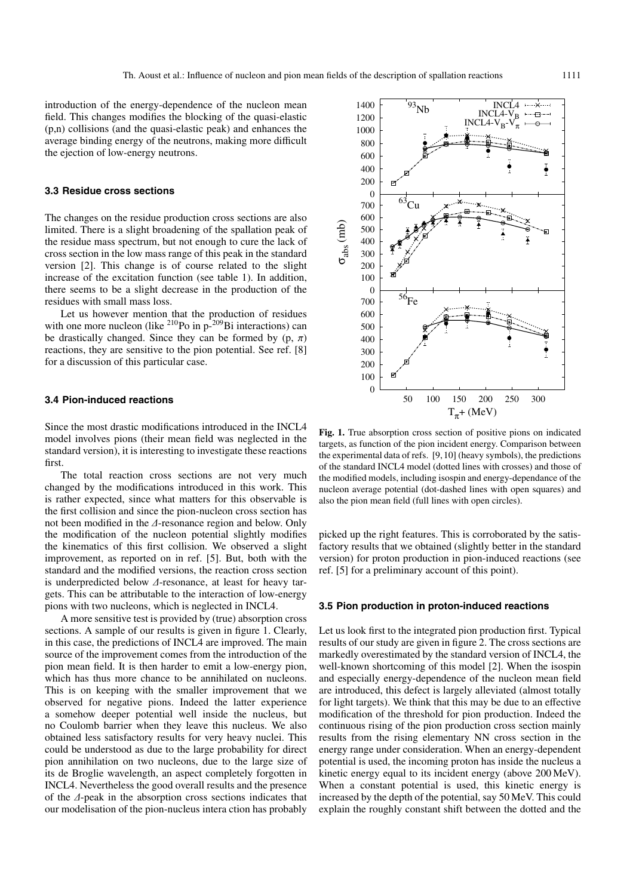introduction of the energy-dependence of the nucleon mean field. This changes modifies the blocking of the quasi-elastic (p,n) collisions (and the quasi-elastic peak) and enhances the average binding energy of the neutrons, making more difficult the ejection of low-energy neutrons.

### 3.3 Residue cross sections

The changes on the residue production cross sections are also limited. There is a slight broadening of the spallation peak of the residue mass spectrum, but not enough to cure the lack of cross section in the low mass range of this peak in the standard version [2]. This change is of course related to the slight increase of the excitation function (see table 1). In addition, there seems to be a slight decrease in the production of the residues with small mass loss.

Let us however mention that the production of residues with one more nucleon (like $^{210}$Po in p-$^{209}$Bi interactions) can be drastically changed. Since they can be formed by (p, $\pi$) reactions, they are sensitive to the pion potential. See ref. [8] for a discussion of this particular case.

### 3.4 Pion-induced reactions

Since the most drastic modifications introduced in the INCL4 model involves pions (their mean field was neglected in the standard version), it is interesting to investigate these reactions first.

The total reaction cross sections are not very much changed by the modifications introduced in this work. This is rather expected, since what matters for this observable is the first collision and since the pion-nucleon cross section has not been modified in the $\Delta$-resonance region and below. Only the modification of the nucleon potential slightly modifies the kinematics of this first collision. We observed a slight improvement, as reported on in ref. [5]. But, both with the standard and the modified versions, the reaction cross section is underpredicted below $\Delta$-resonance, at least for heavy targets. This can be attributable to the interaction of low-energy pions with two nucleons, which is neglected in INCL4.

A more sensitive test is provided by (true) absorption cross sections. A sample of our results is given in figure 1. Clearly, in this case, the predictions of INCL4 are improved. The main source of the improvement comes from the introduction of the pion mean field. It is then harder to emit a low-energy pion, which has thus more chance to be annihilated on nucleons. This is on keeping with the smaller improvement that we observed for negative pions. Indeed the latter experience a somehow deeper potential well inside the nucleus, but no Coulomb barrier when they leave this nucleus. We also obtained less satisfactory results for very heavy nuclei. This could be understood as due to the large probability for direct pion annihilation on two nucleons, due to the large size of its de Broglie wavelength, an aspect completely forgotten in INCL4. Nevertheless the good overall results and the presence of the $\Delta$-peak in the absorption cross sections indicates that our modelisation of the pion-nucleus intera ction has probably picked up the right features. This is corroborated by the satisfactory results that we obtained (slightly better in the standard version) for proton production in pion-induced reactions (see ref. [5] for a preliminary account of this point).

**Fig. 1.** True absorption cross section of positive pions on indicated targets, as function of the pion incident energy. Comparison between the experimental data of refs. [9,10] (heavy symbols), the predictions of the standard INCL4 model (dotted lines with crosses) and those of the modified models, including isospin and energy-dependance of the nucleon average potential (dot-dashed lines with open squares) and also the pion mean field (full lines with open circles).

### 3.5 Pion production in proton-induced reactions

Let us look first to the integrated pion production first. Typical results of our study are given in figure 2. The cross sections are markedly overestimated by the standard version of INCL4, the well-known shortcoming of this model [2]. When the isospin and especially energy-dependence of the nucleon mean field are introduced, this defect is largely alleviated (almost totally for light targets). We think that this may be due to an effective modification of the threshold for pion production. Indeed the continuous rising of the pion production cross section mainly results from the rising elementary NN cross section in the energy range under consideration. When an energy-dependent potential is used, the incoming proton has inside the nucleus a kinetic energy equal to its incident energy (above 200 MeV). When a constant potential is used, this kinetic energy is increased by the depth of the potential, say 50 MeV. This could explain the roughly constant shift between the dotted and the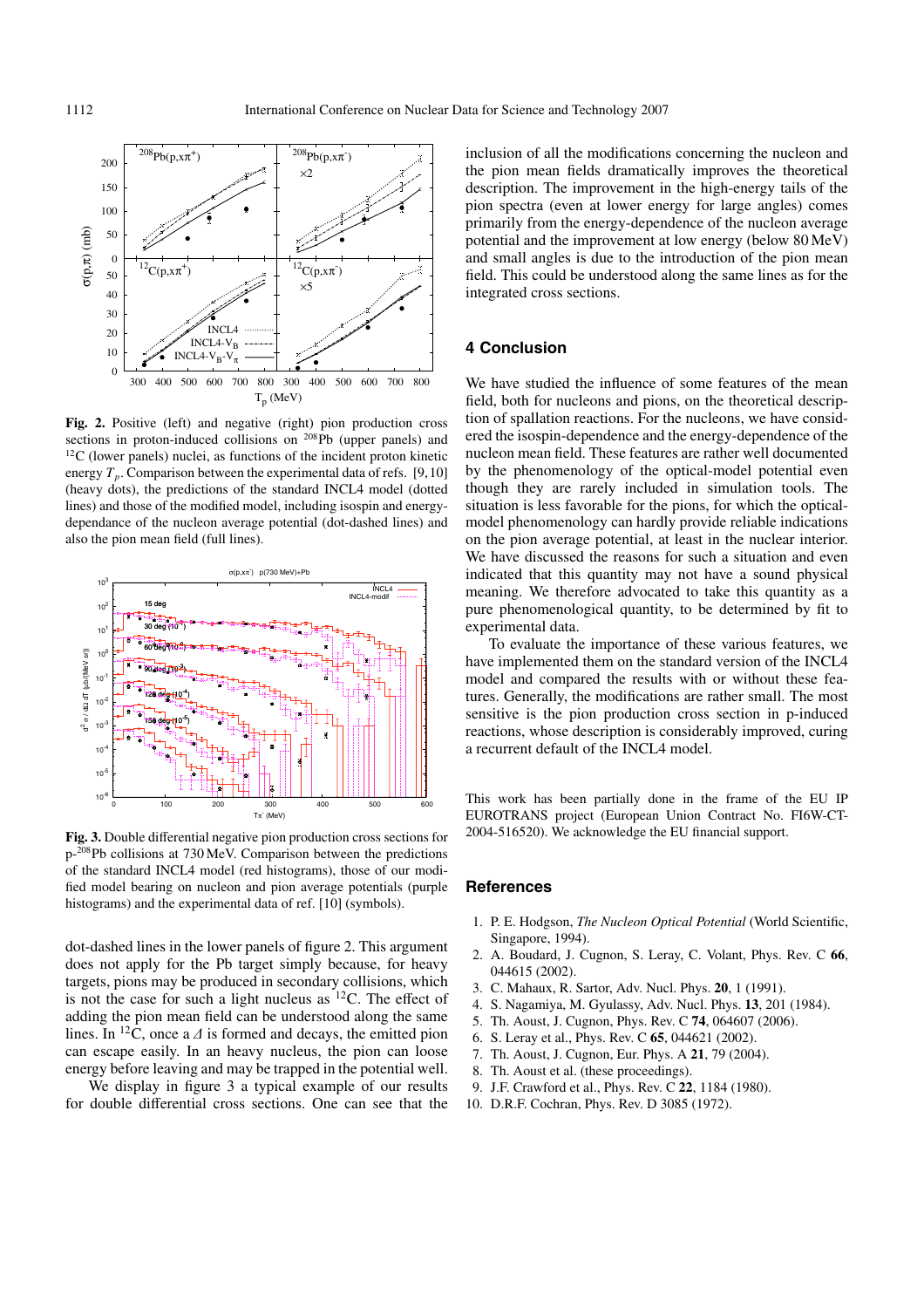$^{208}$Pb(p,xπ$^+$)

$^{208}$Pb(p,xπ$^-$)

×2

$^{12}$C(p,xπ$^+$)

$^{12}$C(p,xπ$^-$)

×5

σ(p,π) (mb)

INCL4

INCL4-$V_B$

INCL4-$V_B$-$V_\pi$

$T_p$ (MeV)

**Fig. 2.** Positive (left) and negative (right) pion production cross sections in proton-induced collisions on $^{208}$Pb (upper panels) and $^{12}$C (lower panels) nuclei, as functions of the incident proton kinetic energy $T_p$. Comparison between the experimental data of refs. [9,10] (heavy dots), the predictions of the standard INCL4 model (dotted lines) and those of the modified model, including isospin and energy-dependance of the nucleon average potential (dot-dashed lines) and also the pion mean field (full lines).

σ(p,xπ$^-$) p(730 MeV)+Pb

INCL4

INCL4-modif

15 deg

30 deg ($10^{-1}$)

60 deg ($10^{-2}$)

90 deg ($10^{-3}$)

120 deg ($10^{-4}$)

150 deg ($10^{-5}$)

$d^2\sigma$ / dΩ dT (μb/(MeV sr))

$T\pi^-$ (MeV)

**Fig. 3.** Double differential negative pion production cross sections for p-$^{208}$Pb collisions at 730 MeV. Comparison between the predictions of the standard INCL4 model (red histograms), those of our modified model bearing on nucleon and pion average potentials (purple histograms) and the experimental data of ref. [10] (symbols).

dot-dashed lines in the lower panels of figure 2. This argument does not apply for the Pb target simply because, for heavy targets, pions may be produced in secondary collisions, which is not the case for such a light nucleus as $^{12}$C. The effect of adding the pion mean field can be understood along the same lines. In $^{12}$C, once a $\Delta$ is formed and decays, the emitted pion can escape easily. In an heavy nucleus, the pion can loose energy before leaving and may be trapped in the potential well.

We display in figure 3 a typical example of our results for double differential cross sections. One can see that the inclusion of all the modifications concerning the nucleon and the pion mean fields dramatically improves the theoretical description. The improvement in the high-energy tails of the pion spectra (even at lower energy for large angles) comes primarily from the energy-dependence of the nucleon average potential and the improvement at low energy (below 80 MeV) and small angles is due to the introduction of the pion mean field. This could be understood along the same lines as for the integrated cross sections.

## 4 Conclusion

We have studied the influence of some features of the mean field, both for nucleons and pions, on the theoretical description of spallation reactions. For the nucleons, we have considered the isospin-dependence and the energy-dependence of the nucleon mean field. These features are rather well documented by the phenomenology of the optical-model potential even though they are rarely included in simulation tools. The situation is less favorable for the pions, for which the optical-model phenomenology can hardly provide reliable indications on the pion average potential, at least in the nuclear interior. We have discussed the reasons for such a situation and even indicated that this quantity may not have a sound physical meaning. We therefore advocated to take this quantity as a pure phenomenological quantity, to be determined by fit to experimental data.

To evaluate the importance of these various features, we have implemented them on the standard version of the INCL4 model and compared the results with or without these features. Generally, the modifications are rather small. The most sensitive is the pion production cross section in p-induced reactions, whose description is considerably improved, curing a recurrent default of the INCL4 model.

This work has been partially done in the frame of the EU IP EUROTRANS project (European Union Contract No. FI6W-CT-2004-516520). We acknowledge the EU financial support.

## References

1. P. E. Hodgson, *The Nucleon Optical Potential* (World Scientific, Singapore, 1994).
2. A. Boudard, J. Cugnon, S. Leray, C. Volant, Phys. Rev. C **66**, 044615 (2002).
3. C. Mahaux, R. Sartor, Adv. Nucl. Phys. **20**, 1 (1991).
4. S. Nagamiya, M. Gyulassy, Adv. Nucl. Phys. **13**, 201 (1984).
5. Th. Aoust, J. Cugnon, Phys. Rev. C **74**, 064607 (2006).
6. S. Leray et al., Phys. Rev. C **65**, 044621 (2002).
7. Th. Aoust, J. Cugnon, Eur. Phys. A **21**, 79 (2004).
8. Th. Aoust et al. (these proceedings).
9. J.F. Crawford et al., Phys. Rev. C **22**, 1184 (1980).
10. D.R.F. Cochran, Phys. Rev. D 3085 (1972).